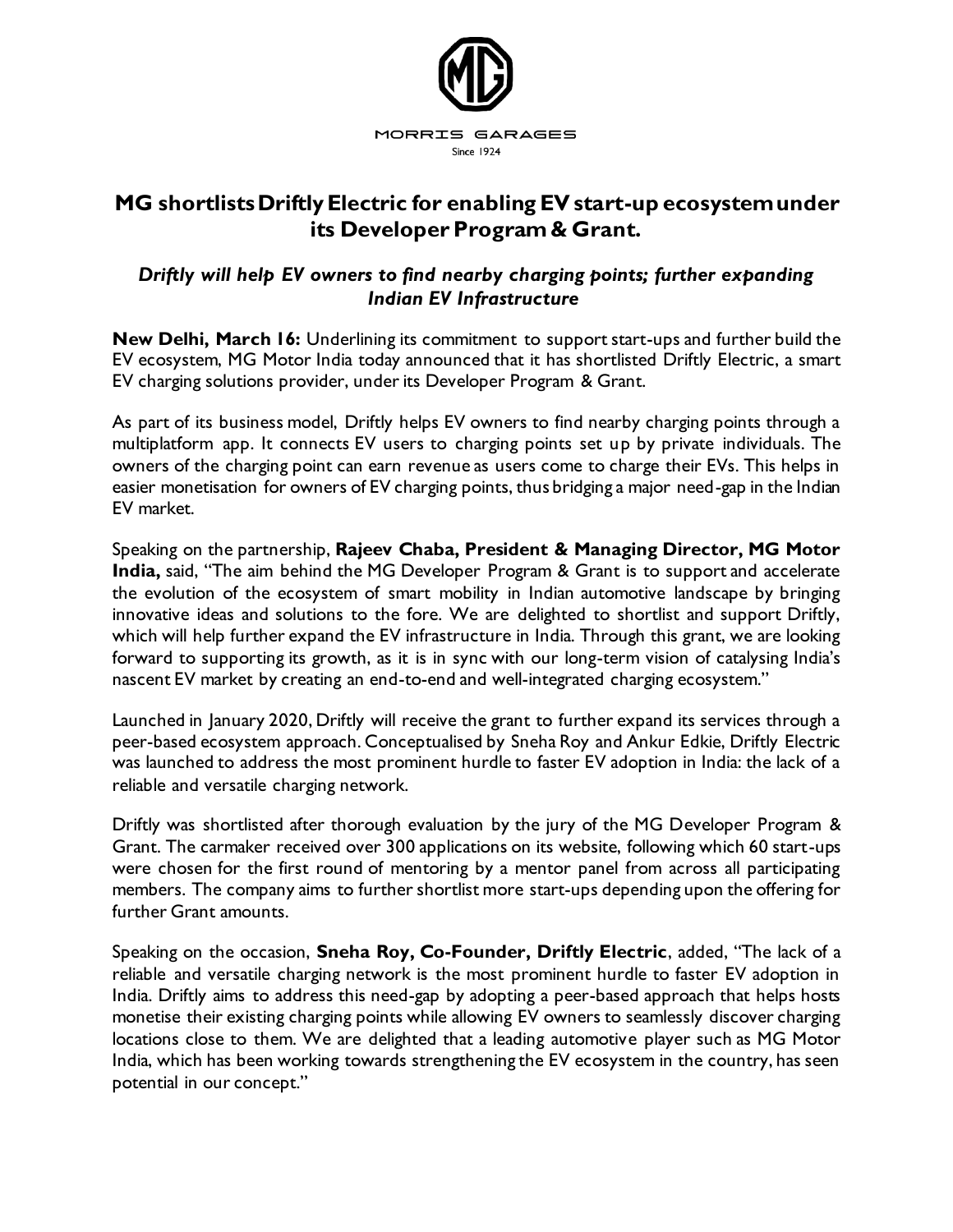MORRIS GARAGES

Since 1924

# MG shortlists Driftly Electric for enabling EV start-up ecosystem under its Developer Program & Grant.

### *Driftly will help EV owners to find nearby charging points; further expanding Indian EV Infrastructure*

**New Delhi, March 16:** Underlining its commitment to support start-ups and further build the EV ecosystem, MG Motor India today announced that it has shortlisted Driftly Electric, a smart EV charging solutions provider, under its Developer Program & Grant.

As part of its business model, Driftly helps EV owners to find nearby charging points through a multiplatform app. It connects EV users to charging points set up by private individuals. The owners of the charging point can earn revenue as users come to charge their EVs. This helps in easier monetisation for owners of EV charging points, thus bridging a major need-gap in the Indian EV market.

Speaking on the partnership, **Rajeev Chaba, President & Managing Director, MG Motor India,** said, "The aim behind the MG Developer Program & Grant is to support and accelerate the evolution of the ecosystem of smart mobility in Indian automotive landscape by bringing innovative ideas and solutions to the fore. We are delighted to shortlist and support Driftly, which will help further expand the EV infrastructure in India. Through this grant, we are looking forward to supporting its growth, as it is in sync with our long-term vision of catalysing India's nascent EV market by creating an end-to-end and well-integrated charging ecosystem."

Launched in January 2020, Driftly will receive the grant to further expand its services through a peer-based ecosystem approach. Conceptualised by Sneha Roy and Ankur Edkie, Driftly Electric was launched to address the most prominent hurdle to faster EV adoption in India: the lack of a reliable and versatile charging network.

Driftly was shortlisted after thorough evaluation by the jury of the MG Developer Program & Grant. The carmaker received over 300 applications on its website, following which 60 start-ups were chosen for the first round of mentoring by a mentor panel from across all participating members. The company aims to further shortlist more start-ups depending upon the offering for further Grant amounts.

Speaking on the occasion, **Sneha Roy, Co-Founder, Driftly Electric**, added, "The lack of a reliable and versatile charging network is the most prominent hurdle to faster EV adoption in India. Driftly aims to address this need-gap by adopting a peer-based approach that helps hosts monetise their existing charging points while allowing EV owners to seamlessly discover charging locations close to them. We are delighted that a leading automotive player such as MG Motor India, which has been working towards strengthening the EV ecosystem in the country, has seen potential in our concept."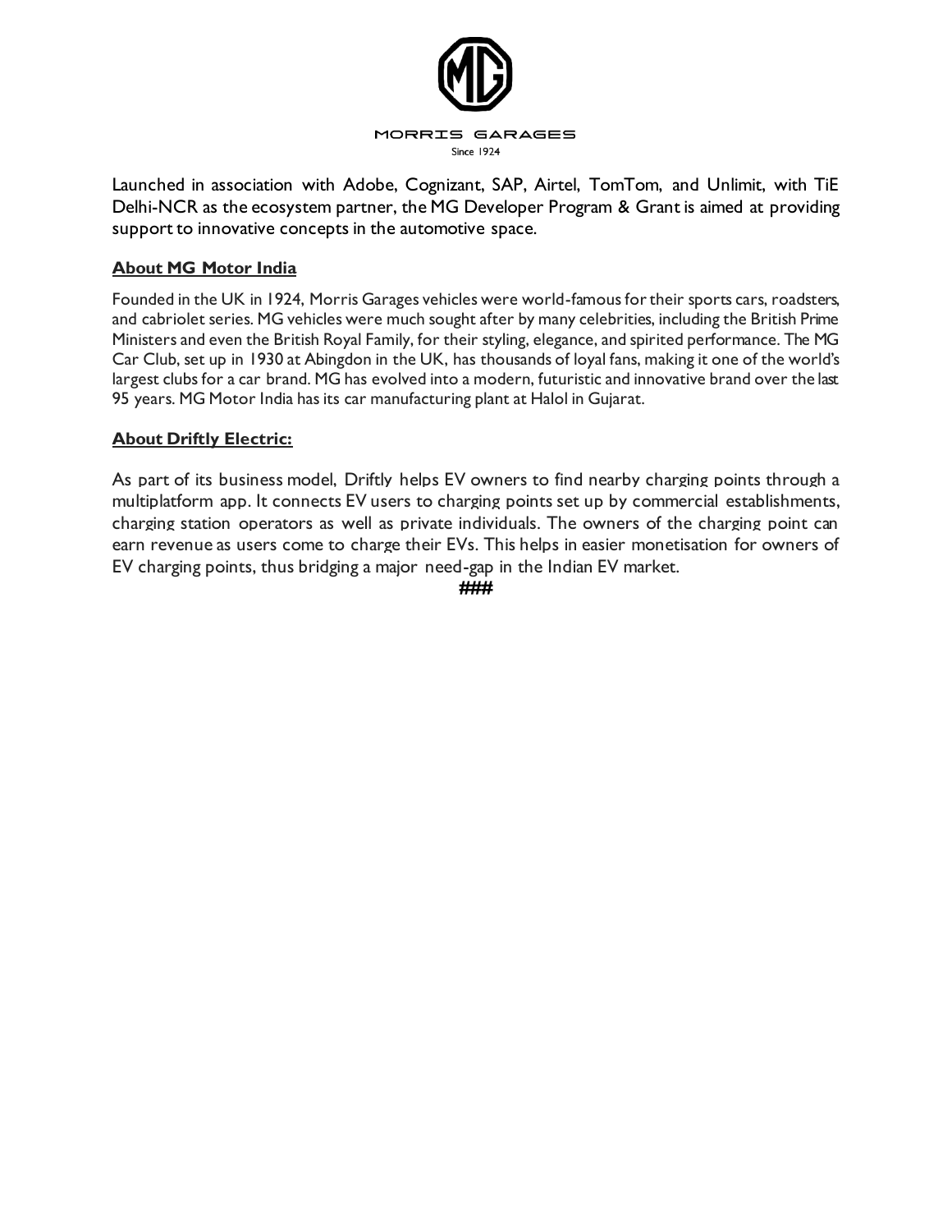Launched in association with Adobe, Cognizant, SAP, Airtel, TomTom, and Unlimit, with TiE Delhi-NCR as the ecosystem partner, the MG Developer Program & Grant is aimed at providing support to innovative concepts in the automotive space.

**About MG Motor India**

Founded in the UK in 1924, Morris Garages vehicles were world-famous for their sports cars, roadsters, and cabriolet series. MG vehicles were much sought after by many celebrities, including the British Prime Ministers and even the British Royal Family, for their styling, elegance, and spirited performance. The MG Car Club, set up in 1930 at Abingdon in the UK, has thousands of loyal fans, making it one of the world's largest clubs for a car brand. MG has evolved into a modern, futuristic and innovative brand over the last 95 years. MG Motor India has its car manufacturing plant at Halol in Gujarat.

**About Driftly Electric:**

As part of its business model, Driftly helps EV owners to find nearby charging points through a multiplatform app. It connects EV users to charging points set up by commercial establishments, charging station operators as well as private individuals. The owners of the charging point can earn revenue as users come to charge their EVs. This helps in easier monetisation for owners of EV charging points, thus bridging a major need-gap in the Indian EV market.

###